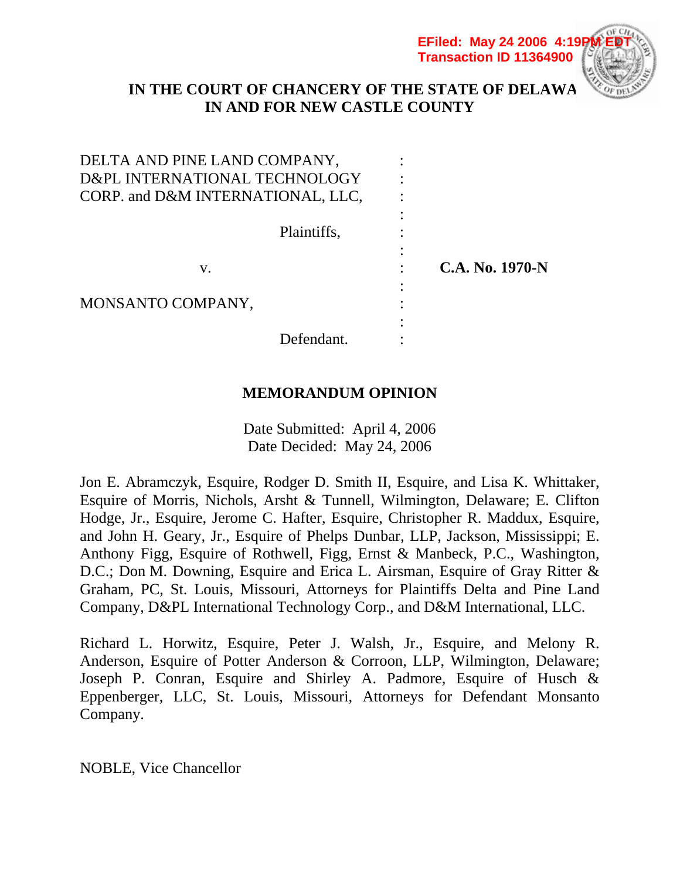EFiled: May 24 2006 4:19PM EDT
Transaction ID 11364900

**IN THE COURT OF CHANCERY OF THE STATE OF DELAWARE**
**IN AND FOR NEW CASTLE COUNTY**

| | | |
|---|---|---|
| DELTA AND PINE LAND COMPANY, D&PL INTERNATIONAL TECHNOLOGY CORP. and D&M INTERNATIONAL, LLC, | : | |
| Plaintiffs, | : | |
| v. | : | **C.A. No. 1970-N** |
| MONSANTO COMPANY, | : | |
| Defendant. | : | |

## MEMORANDUM OPINION

Date Submitted: April 4, 2006
Date Decided: May 24, 2006

Jon E. Abramczyk, Esquire, Rodger D. Smith II, Esquire, and Lisa K. Whittaker, Esquire of Morris, Nichols, Arsht & Tunnell, Wilmington, Delaware; E. Clifton Hodge, Jr., Esquire, Jerome C. Hafter, Esquire, Christopher R. Maddux, Esquire, and John H. Geary, Jr., Esquire of Phelps Dunbar, LLP, Jackson, Mississippi; E. Anthony Figg, Esquire of Rothwell, Figg, Ernst & Manbeck, P.C., Washington, D.C.; Don M. Downing, Esquire and Erica L. Airsman, Esquire of Gray Ritter & Graham, PC, St. Louis, Missouri, Attorneys for Plaintiffs Delta and Pine Land Company, D&PL International Technology Corp., and D&M International, LLC.

Richard L. Horwitz, Esquire, Peter J. Walsh, Jr., Esquire, and Melony R. Anderson, Esquire of Potter Anderson & Corroon, LLP, Wilmington, Delaware; Joseph P. Conran, Esquire and Shirley A. Padmore, Esquire of Husch & Eppenberger, LLC, St. Louis, Missouri, Attorneys for Defendant Monsanto Company.

NOBLE, Vice Chancellor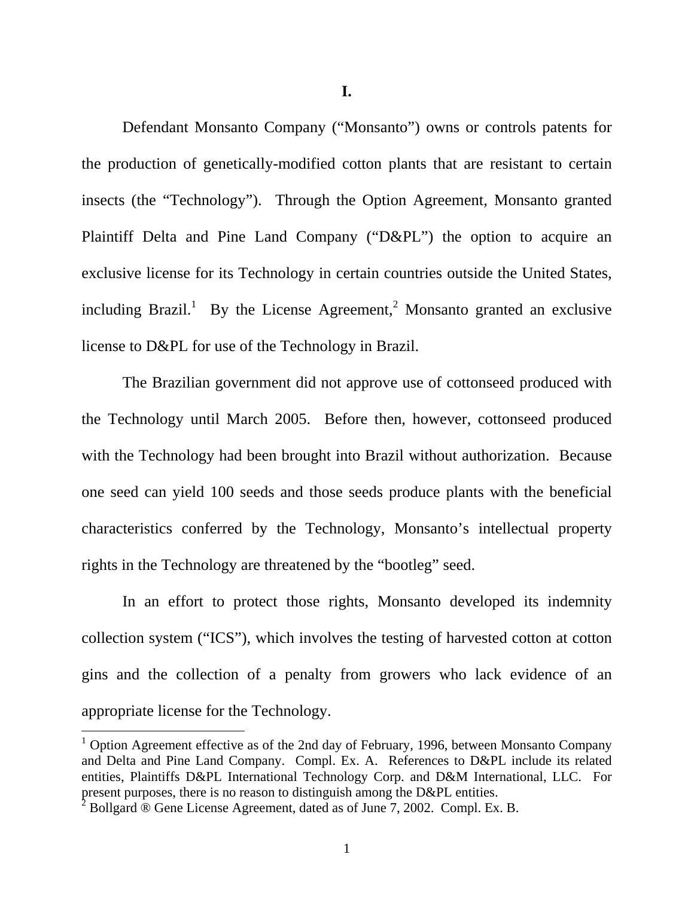# I.

Defendant Monsanto Company ("Monsanto") owns or controls patents for the production of genetically-modified cotton plants that are resistant to certain insects (the "Technology"). Through the Option Agreement, Monsanto granted Plaintiff Delta and Pine Land Company ("D&PL") the option to acquire an exclusive license for its Technology in certain countries outside the United States, including Brazil.[1] By the License Agreement,[2] Monsanto granted an exclusive license to D&PL for use of the Technology in Brazil.

The Brazilian government did not approve use of cottonseed produced with the Technology until March 2005. Before then, however, cottonseed produced with the Technology had been brought into Brazil without authorization. Because one seed can yield 100 seeds and those seeds produce plants with the beneficial characteristics conferred by the Technology, Monsanto's intellectual property rights in the Technology are threatened by the "bootleg" seed.

In an effort to protect those rights, Monsanto developed its indemnity collection system ("ICS"), which involves the testing of harvested cotton at cotton gins and the collection of a penalty from growers who lack evidence of an appropriate license for the Technology.

---

[1] Option Agreement effective as of the 2nd day of February, 1996, between Monsanto Company and Delta and Pine Land Company. Compl. Ex. A. References to D&PL include its related entities, Plaintiffs D&PL International Technology Corp. and D&M International, LLC. For present purposes, there is no reason to distinguish among the D&PL entities.

[2] Bollgard ® Gene License Agreement, dated as of June 7, 2002. Compl. Ex. B.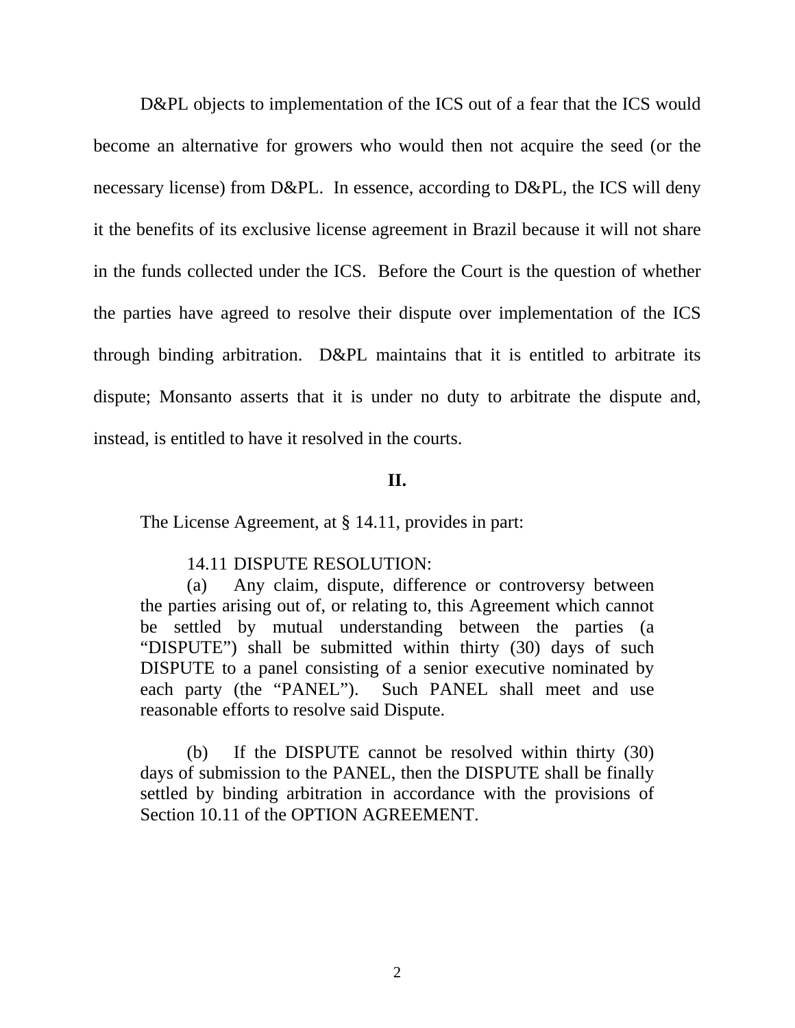D&PL objects to implementation of the ICS out of a fear that the ICS would become an alternative for growers who would then not acquire the seed (or the necessary license) from D&PL. In essence, according to D&PL, the ICS will deny it the benefits of its exclusive license agreement in Brazil because it will not share in the funds collected under the ICS. Before the Court is the question of whether the parties have agreed to resolve their dispute over implementation of the ICS through binding arbitration. D&PL maintains that it is entitled to arbitrate its dispute; Monsanto asserts that it is under no duty to arbitrate the dispute and, instead, is entitled to have it resolved in the courts.

## II.

The License Agreement, at § 14.11, provides in part:

> 14.11 DISPUTE RESOLUTION:
>
> (a) Any claim, dispute, difference or controversy between the parties arising out of, or relating to, this Agreement which cannot be settled by mutual understanding between the parties (a "DISPUTE") shall be submitted within thirty (30) days of such DISPUTE to a panel consisting of a senior executive nominated by each party (the "PANEL"). Such PANEL shall meet and use reasonable efforts to resolve said Dispute.
>
> (b) If the DISPUTE cannot be resolved within thirty (30) days of submission to the PANEL, then the DISPUTE shall be finally settled by binding arbitration in accordance with the provisions of Section 10.11 of the OPTION AGREEMENT.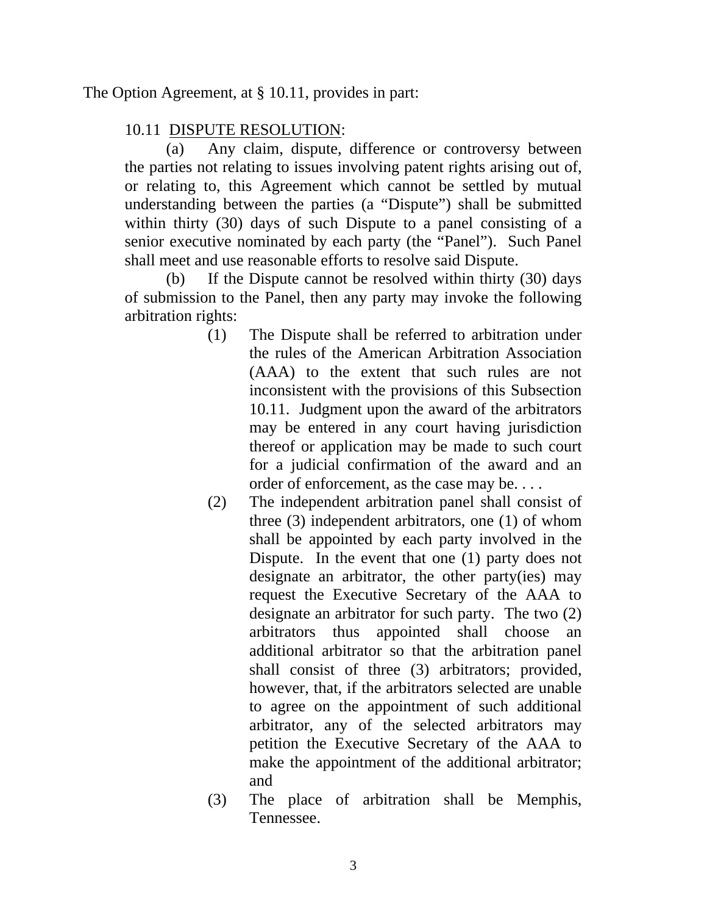The Option Agreement, at § 10.11, provides in part:

> 10.11 <u>DISPUTE RESOLUTION</u>:
>
> (a) Any claim, dispute, difference or controversy between the parties not relating to issues involving patent rights arising out of, or relating to, this Agreement which cannot be settled by mutual understanding between the parties (a "Dispute") shall be submitted within thirty (30) days of such Dispute to a panel consisting of a senior executive nominated by each party (the "Panel"). Such Panel shall meet and use reasonable efforts to resolve said Dispute.
>
> (b) If the Dispute cannot be resolved within thirty (30) days of submission to the Panel, then any party may invoke the following arbitration rights:
>
> (1) The Dispute shall be referred to arbitration under the rules of the American Arbitration Association (AAA) to the extent that such rules are not inconsistent with the provisions of this Subsection 10.11. Judgment upon the award of the arbitrators may be entered in any court having jurisdiction thereof or application may be made to such court for a judicial confirmation of the award and an order of enforcement, as the case may be. . . .
>
> (2) The independent arbitration panel shall consist of three (3) independent arbitrators, one (1) of whom shall be appointed by each party involved in the Dispute. In the event that one (1) party does not designate an arbitrator, the other party(ies) may request the Executive Secretary of the AAA to designate an arbitrator for such party. The two (2) arbitrators thus appointed shall choose an additional arbitrator so that the arbitration panel shall consist of three (3) arbitrators; provided, however, that, if the arbitrators selected are unable to agree on the appointment of such additional arbitrator, any of the selected arbitrators may petition the Executive Secretary of the AAA to make the appointment of the additional arbitrator; and
>
> (3) The place of arbitration shall be Memphis, Tennessee.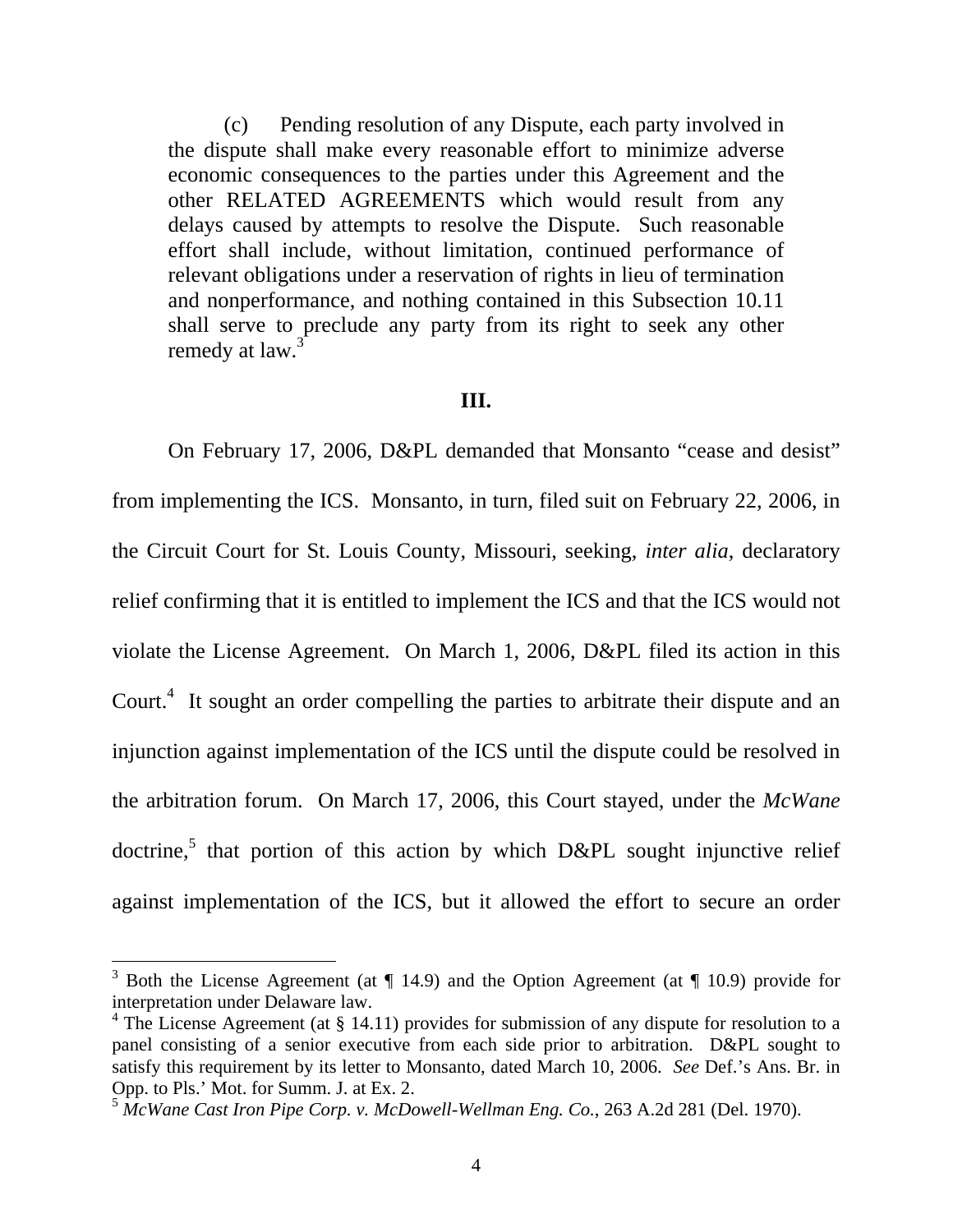(c) Pending resolution of any Dispute, each party involved in the dispute shall make every reasonable effort to minimize adverse economic consequences to the parties under this Agreement and the other RELATED AGREEMENTS which would result from any delays caused by attempts to resolve the Dispute. Such reasonable effort shall include, without limitation, continued performance of relevant obligations under a reservation of rights in lieu of termination and nonperformance, and nothing contained in this Subsection 10.11 shall serve to preclude any party from its right to seek any other remedy at law.[3]

## III.

On February 17, 2006, D&PL demanded that Monsanto "cease and desist" from implementing the ICS. Monsanto, in turn, filed suit on February 22, 2006, in the Circuit Court for St. Louis County, Missouri, seeking, *inter alia*, declaratory relief confirming that it is entitled to implement the ICS and that the ICS would not violate the License Agreement. On March 1, 2006, D&PL filed its action in this Court.[4] It sought an order compelling the parties to arbitrate their dispute and an injunction against implementation of the ICS until the dispute could be resolved in the arbitration forum. On March 17, 2006, this Court stayed, under the *McWane* doctrine,[5] that portion of this action by which D&PL sought injunctive relief against implementation of the ICS, but it allowed the effort to secure an order

---

[3] Both the License Agreement (at ¶ 14.9) and the Option Agreement (at ¶ 10.9) provide for interpretation under Delaware law.

[4] The License Agreement (at § 14.11) provides for submission of any dispute for resolution to a panel consisting of a senior executive from each side prior to arbitration. D&PL sought to satisfy this requirement by its letter to Monsanto, dated March 10, 2006. *See* Def.'s Ans. Br. in Opp. to Pls.' Mot. for Summ. J. at Ex. 2.

[5] *McWane Cast Iron Pipe Corp. v. McDowell-Wellman Eng. Co.*, 263 A.2d 281 (Del. 1970).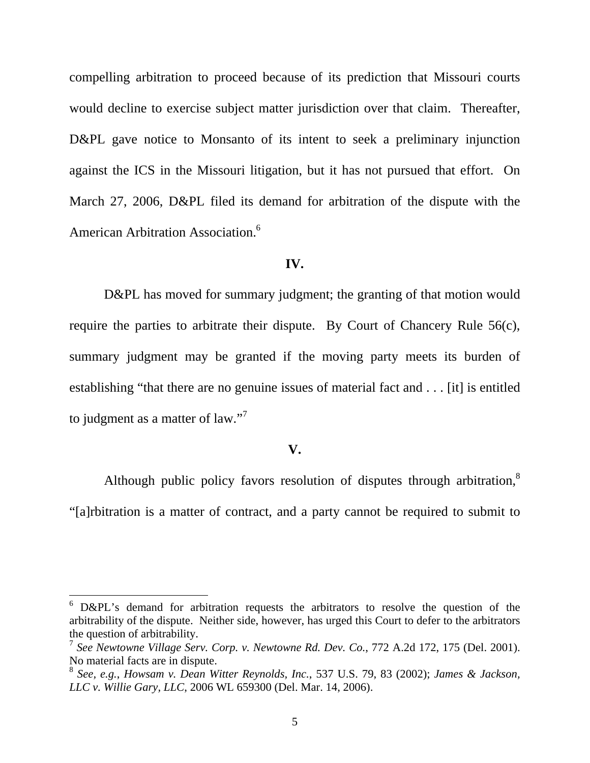compelling arbitration to proceed because of its prediction that Missouri courts would decline to exercise subject matter jurisdiction over that claim. Thereafter, D&PL gave notice to Monsanto of its intent to seek a preliminary injunction against the ICS in the Missouri litigation, but it has not pursued that effort. On March 27, 2006, D&PL filed its demand for arbitration of the dispute with the American Arbitration Association.[6]

## IV.

D&PL has moved for summary judgment; the granting of that motion would require the parties to arbitrate their dispute. By Court of Chancery Rule 56(c), summary judgment may be granted if the moving party meets its burden of establishing "that there are no genuine issues of material fact and . . . [it] is entitled to judgment as a matter of law."[7]

## V.

Although public policy favors resolution of disputes through arbitration,[8] "[a]rbitration is a matter of contract, and a party cannot be required to submit to

---

[6] D&PL's demand for arbitration requests the arbitrators to resolve the question of the arbitrability of the dispute. Neither side, however, has urged this Court to defer to the arbitrators the question of arbitrability.

[7] *See Newtowne Village Serv. Corp. v. Newtowne Rd. Dev. Co.*, 772 A.2d 172, 175 (Del. 2001). No material facts are in dispute.

[8] *See, e.g.*, *Howsam v. Dean Witter Reynolds, Inc.*, 537 U.S. 79, 83 (2002); *James & Jackson, LLC v. Willie Gary, LLC*, 2006 WL 659300 (Del. Mar. 14, 2006).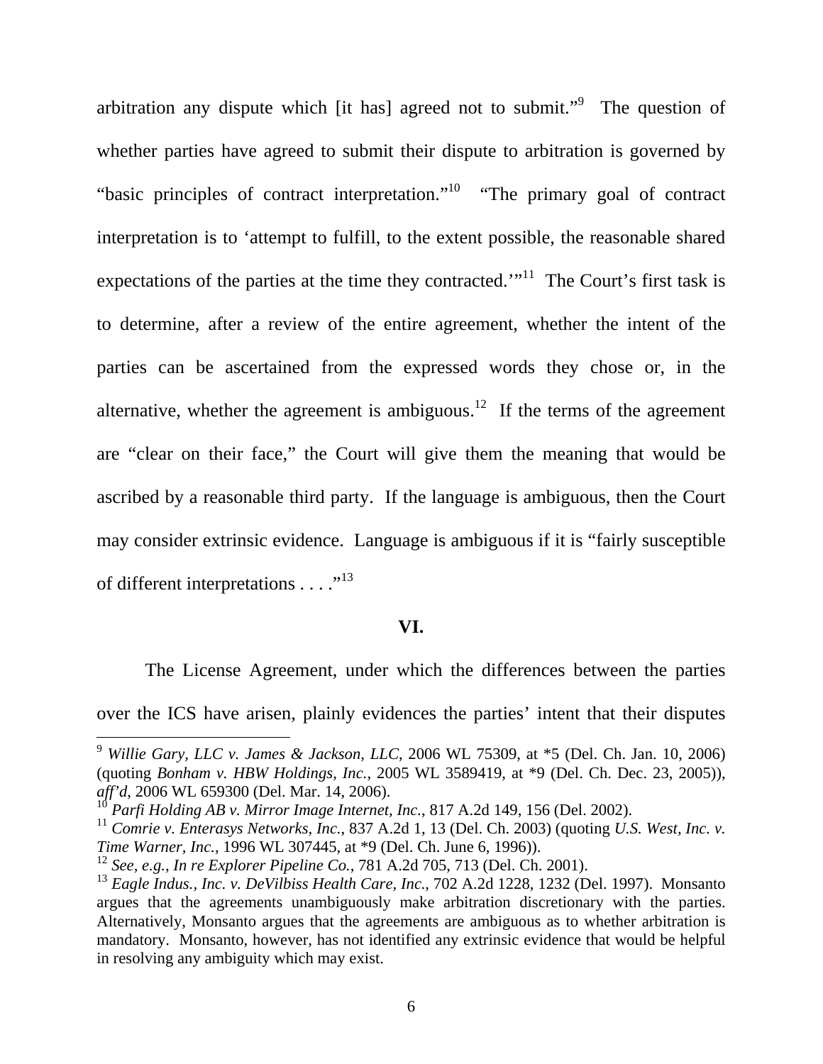arbitration any dispute which [it has] agreed not to submit."[9] The question of whether parties have agreed to submit their dispute to arbitration is governed by "basic principles of contract interpretation."[10] "The primary goal of contract interpretation is to 'attempt to fulfill, to the extent possible, the reasonable shared expectations of the parties at the time they contracted.'"[11] The Court's first task is to determine, after a review of the entire agreement, whether the intent of the parties can be ascertained from the expressed words they chose or, in the alternative, whether the agreement is ambiguous.[12] If the terms of the agreement are "clear on their face," the Court will give them the meaning that would be ascribed by a reasonable third party. If the language is ambiguous, then the Court may consider extrinsic evidence. Language is ambiguous if it is "fairly susceptible of different interpretations . . . ."[13]

## VI.

The License Agreement, under which the differences between the parties over the ICS have arisen, plainly evidences the parties' intent that their disputes

---

[9] *Willie Gary, LLC v. James & Jackson, LLC*, 2006 WL 75309, at *5 (Del. Ch. Jan. 10, 2006) (quoting *Bonham v. HBW Holdings, Inc.*, 2005 WL 3589419, at *9 (Del. Ch. Dec. 23, 2005)), *aff'd*, 2006 WL 659300 (Del. Mar. 14, 2006).

[10] *Parfi Holding AB v. Mirror Image Internet, Inc.*, 817 A.2d 149, 156 (Del. 2002).

[11] *Comrie v. Enterasys Networks, Inc.*, 837 A.2d 1, 13 (Del. Ch. 2003) (quoting *U.S. West, Inc. v. Time Warner, Inc.*, 1996 WL 307445, at *9 (Del. Ch. June 6, 1996)).

[12] *See, e.g.*, *In re Explorer Pipeline Co.*, 781 A.2d 705, 713 (Del. Ch. 2001).

[13] *Eagle Indus., Inc. v. DeVilbiss Health Care, Inc.*, 702 A.2d 1228, 1232 (Del. 1997). Monsanto argues that the agreements unambiguously make arbitration discretionary with the parties. Alternatively, Monsanto argues that the agreements are ambiguous as to whether arbitration is mandatory. Monsanto, however, has not identified any extrinsic evidence that would be helpful in resolving any ambiguity which may exist.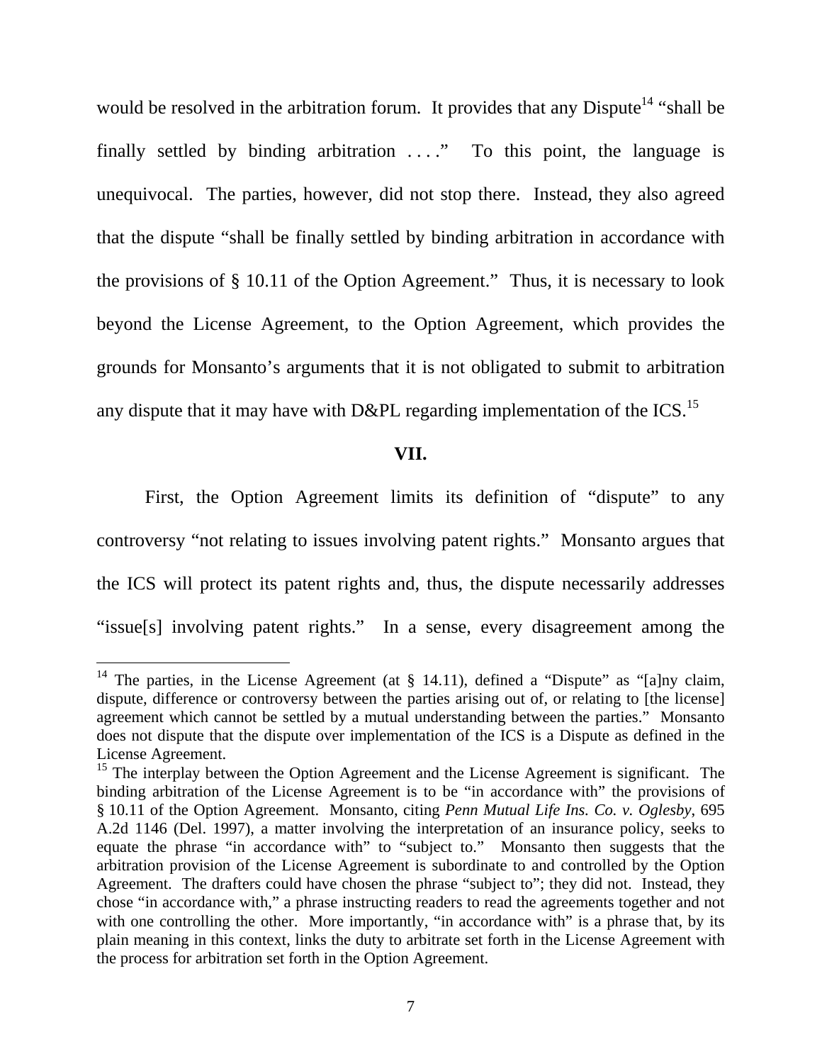would be resolved in the arbitration forum. It provides that any Dispute[14] "shall be finally settled by binding arbitration . . . ." To this point, the language is unequivocal. The parties, however, did not stop there. Instead, they also agreed that the dispute "shall be finally settled by binding arbitration in accordance with the provisions of § 10.11 of the Option Agreement." Thus, it is necessary to look beyond the License Agreement, to the Option Agreement, which provides the grounds for Monsanto's arguments that it is not obligated to submit to arbitration any dispute that it may have with D&PL regarding implementation of the ICS.[15]

## VII.

First, the Option Agreement limits its definition of "dispute" to any controversy "not relating to issues involving patent rights." Monsanto argues that the ICS will protect its patent rights and, thus, the dispute necessarily addresses "issue[s] involving patent rights." In a sense, every disagreement among the

---

[14] The parties, in the License Agreement (at § 14.11), defined a "Dispute" as "[a]ny claim, dispute, difference or controversy between the parties arising out of, or relating to [the license] agreement which cannot be settled by a mutual understanding between the parties." Monsanto does not dispute that the dispute over implementation of the ICS is a Dispute as defined in the License Agreement.

[15] The interplay between the Option Agreement and the License Agreement is significant. The binding arbitration of the License Agreement is to be "in accordance with" the provisions of § 10.11 of the Option Agreement. Monsanto, citing *Penn Mutual Life Ins. Co. v. Oglesby*, 695 A.2d 1146 (Del. 1997), a matter involving the interpretation of an insurance policy, seeks to equate the phrase "in accordance with" to "subject to." Monsanto then suggests that the arbitration provision of the License Agreement is subordinate to and controlled by the Option Agreement. The drafters could have chosen the phrase "subject to"; they did not. Instead, they chose "in accordance with," a phrase instructing readers to read the agreements together and not with one controlling the other. More importantly, "in accordance with" is a phrase that, by its plain meaning in this context, links the duty to arbitrate set forth in the License Agreement with the process for arbitration set forth in the Option Agreement.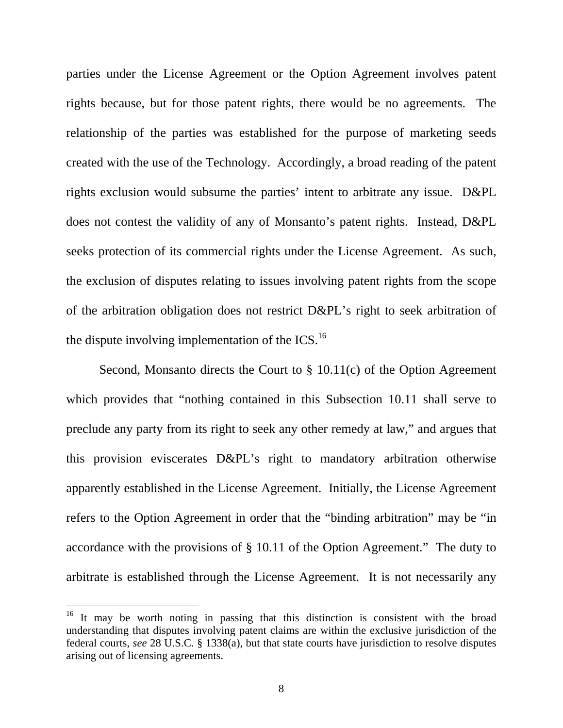parties under the License Agreement or the Option Agreement involves patent rights because, but for those patent rights, there would be no agreements. The relationship of the parties was established for the purpose of marketing seeds created with the use of the Technology. Accordingly, a broad reading of the patent rights exclusion would subsume the parties' intent to arbitrate any issue. D&PL does not contest the validity of any of Monsanto's patent rights. Instead, D&PL seeks protection of its commercial rights under the License Agreement. As such, the exclusion of disputes relating to issues involving patent rights from the scope of the arbitration obligation does not restrict D&PL's right to seek arbitration of the dispute involving implementation of the ICS.[16]

Second, Monsanto directs the Court to § 10.11(c) of the Option Agreement which provides that "nothing contained in this Subsection 10.11 shall serve to preclude any party from its right to seek any other remedy at law," and argues that this provision eviscerates D&PL's right to mandatory arbitration otherwise apparently established in the License Agreement. Initially, the License Agreement refers to the Option Agreement in order that the "binding arbitration" may be "in accordance with the provisions of § 10.11 of the Option Agreement." The duty to arbitrate is established through the License Agreement. It is not necessarily any

---

[16] It may be worth noting in passing that this distinction is consistent with the broad understanding that disputes involving patent claims are within the exclusive jurisdiction of the federal courts, *see* 28 U.S.C. § 1338(a), but that state courts have jurisdiction to resolve disputes arising out of licensing agreements.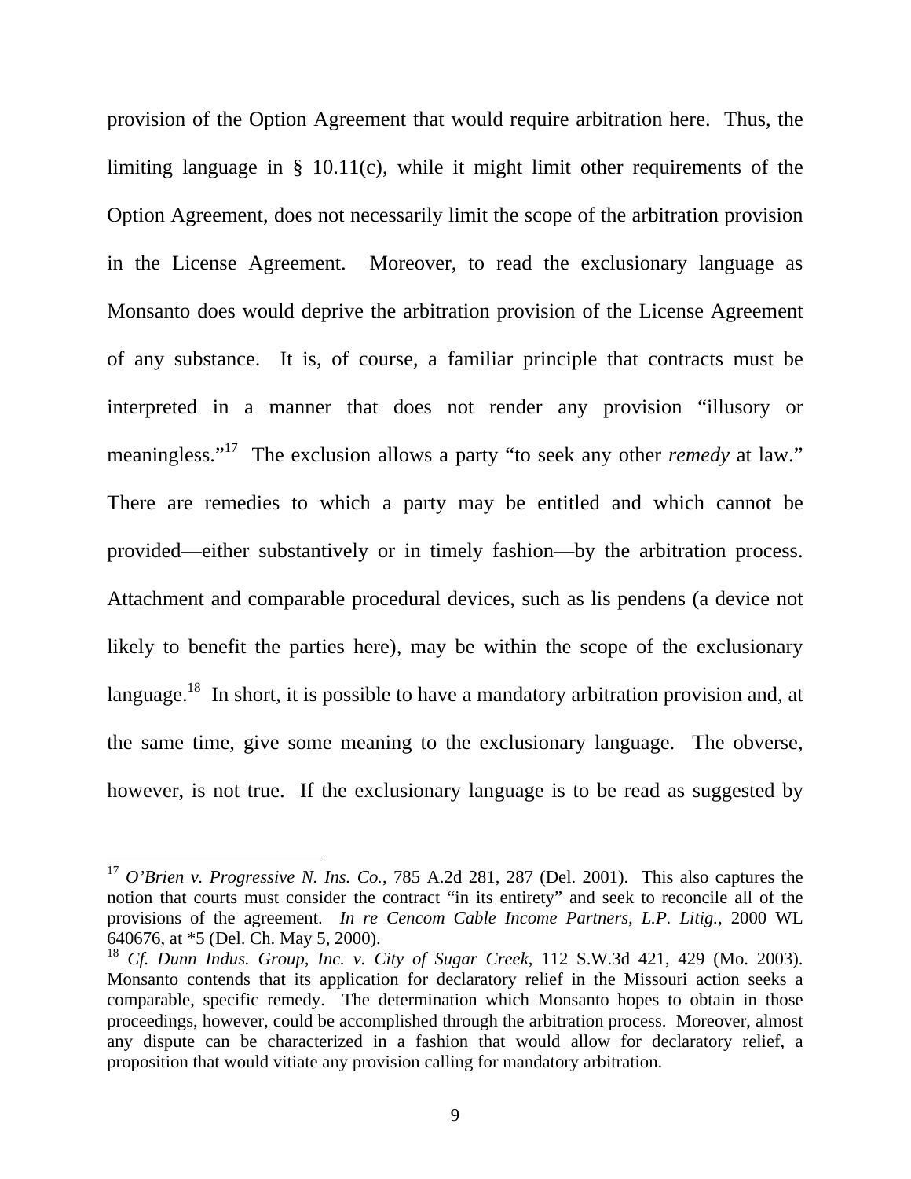provision of the Option Agreement that would require arbitration here. Thus, the limiting language in § 10.11(c), while it might limit other requirements of the Option Agreement, does not necessarily limit the scope of the arbitration provision in the License Agreement. Moreover, to read the exclusionary language as Monsanto does would deprive the arbitration provision of the License Agreement of any substance. It is, of course, a familiar principle that contracts must be interpreted in a manner that does not render any provision "illusory or meaningless."[17] The exclusion allows a party "to seek any other *remedy* at law." There are remedies to which a party may be entitled and which cannot be provided—either substantively or in timely fashion—by the arbitration process. Attachment and comparable procedural devices, such as lis pendens (a device not likely to benefit the parties here), may be within the scope of the exclusionary language.[18] In short, it is possible to have a mandatory arbitration provision and, at the same time, give some meaning to the exclusionary language. The obverse, however, is not true. If the exclusionary language is to be read as suggested by

---

[17] *O'Brien v. Progressive N. Ins. Co.*, 785 A.2d 281, 287 (Del. 2001). This also captures the notion that courts must consider the contract "in its entirety" and seek to reconcile all of the provisions of the agreement. *In re Cencom Cable Income Partners, L.P. Litig.*, 2000 WL 640676, at *5 (Del. Ch. May 5, 2000).

[18] *Cf. Dunn Indus. Group, Inc. v. City of Sugar Creek*, 112 S.W.3d 421, 429 (Mo. 2003). Monsanto contends that its application for declaratory relief in the Missouri action seeks a comparable, specific remedy. The determination which Monsanto hopes to obtain in those proceedings, however, could be accomplished through the arbitration process. Moreover, almost any dispute can be characterized in a fashion that would allow for declaratory relief, a proposition that would vitiate any provision calling for mandatory arbitration.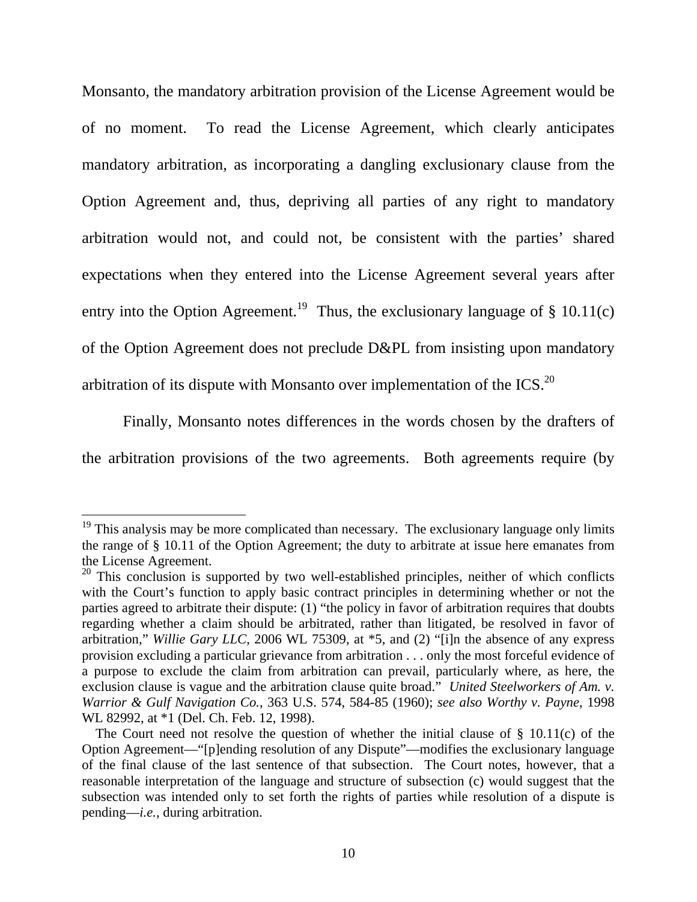Monsanto, the mandatory arbitration provision of the License Agreement would be of no moment. To read the License Agreement, which clearly anticipates mandatory arbitration, as incorporating a dangling exclusionary clause from the Option Agreement and, thus, depriving all parties of any right to mandatory arbitration would not, and could not, be consistent with the parties' shared expectations when they entered into the License Agreement several years after entry into the Option Agreement.[19] Thus, the exclusionary language of § 10.11(c) of the Option Agreement does not preclude D&PL from insisting upon mandatory arbitration of its dispute with Monsanto over implementation of the ICS.[20]

Finally, Monsanto notes differences in the words chosen by the drafters of the arbitration provisions of the two agreements. Both agreements require (by

---

[19] This analysis may be more complicated than necessary. The exclusionary language only limits the range of § 10.11 of the Option Agreement; the duty to arbitrate at issue here emanates from the License Agreement.

[20] This conclusion is supported by two well-established principles, neither of which conflicts with the Court's function to apply basic contract principles in determining whether or not the parties agreed to arbitrate their dispute: (1) "the policy in favor of arbitration requires that doubts regarding whether a claim should be arbitrated, rather than litigated, be resolved in favor of arbitration," *Willie Gary LLC*, 2006 WL 75309, at *5, and (2) "[i]n the absence of any express provision excluding a particular grievance from arbitration . . . only the most forceful evidence of a purpose to exclude the claim from arbitration can prevail, particularly where, as here, the exclusion clause is vague and the arbitration clause quite broad." *United Steelworkers of Am. v. Warrior & Gulf Navigation Co.*, 363 U.S. 574, 584-85 (1960); *see also Worthy v. Payne*, 1998 WL 82992, at *1 (Del. Ch. Feb. 12, 1998).

The Court need not resolve the question of whether the initial clause of § 10.11(c) of the Option Agreement—"[p]ending resolution of any Dispute"—modifies the exclusionary language of the final clause of the last sentence of that subsection. The Court notes, however, that a reasonable interpretation of the language and structure of subsection (c) would suggest that the subsection was intended only to set forth the rights of parties while resolution of a dispute is pending—*i.e.*, during arbitration.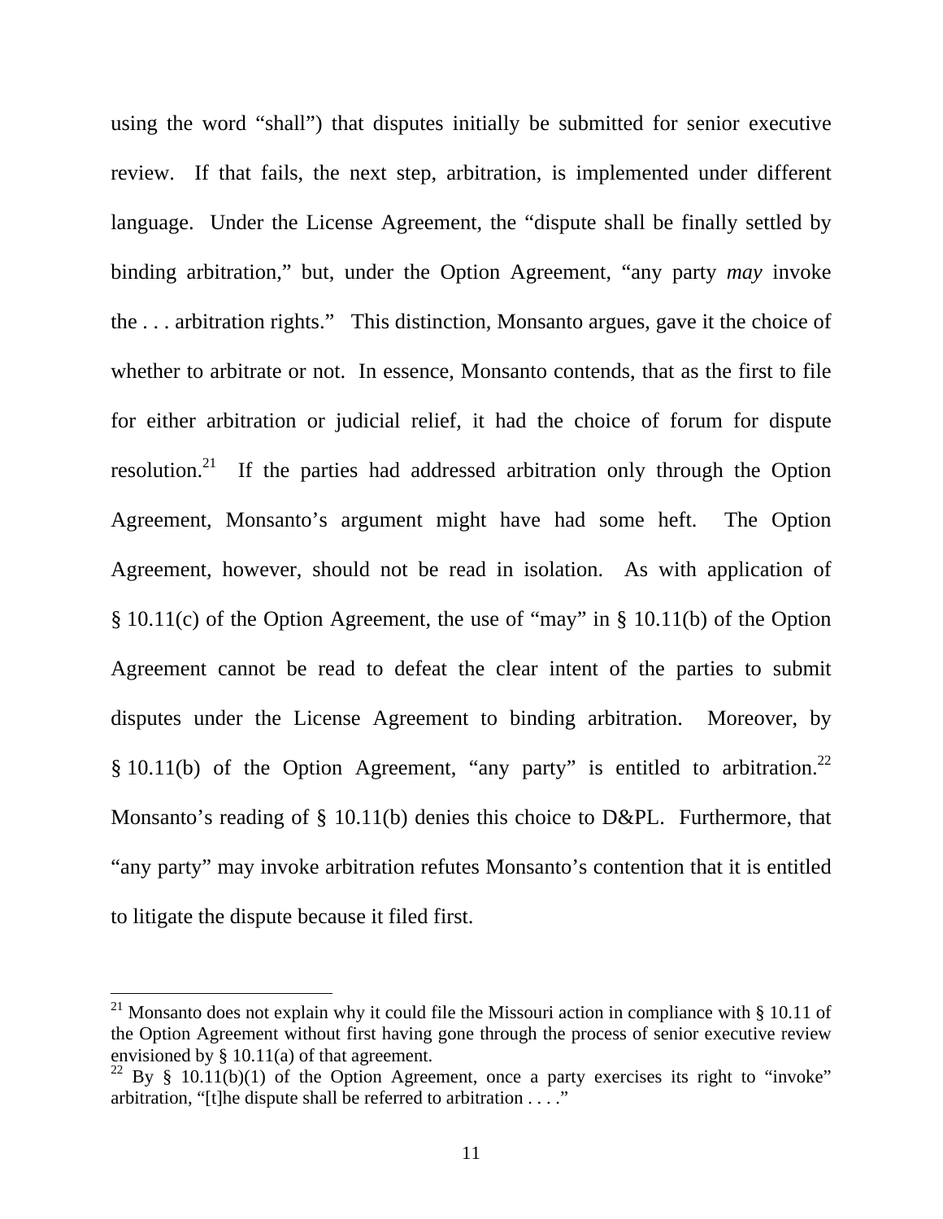using the word "shall") that disputes initially be submitted for senior executive review. If that fails, the next step, arbitration, is implemented under different language. Under the License Agreement, the "dispute shall be finally settled by binding arbitration," but, under the Option Agreement, "any party *may* invoke the . . . arbitration rights." This distinction, Monsanto argues, gave it the choice of whether to arbitrate or not. In essence, Monsanto contends, that as the first to file for either arbitration or judicial relief, it had the choice of forum for dispute resolution.[21] If the parties had addressed arbitration only through the Option Agreement, Monsanto's argument might have had some heft. The Option Agreement, however, should not be read in isolation. As with application of § 10.11(c) of the Option Agreement, the use of "may" in § 10.11(b) of the Option Agreement cannot be read to defeat the clear intent of the parties to submit disputes under the License Agreement to binding arbitration. Moreover, by § 10.11(b) of the Option Agreement, "any party" is entitled to arbitration.[22] Monsanto's reading of § 10.11(b) denies this choice to D&PL. Furthermore, that "any party" may invoke arbitration refutes Monsanto's contention that it is entitled to litigate the dispute because it filed first.

---

[21] Monsanto does not explain why it could file the Missouri action in compliance with § 10.11 of the Option Agreement without first having gone through the process of senior executive review envisioned by § 10.11(a) of that agreement.

[22] By § 10.11(b)(1) of the Option Agreement, once a party exercises its right to "invoke" arbitration, "[t]he dispute shall be referred to arbitration . . . ."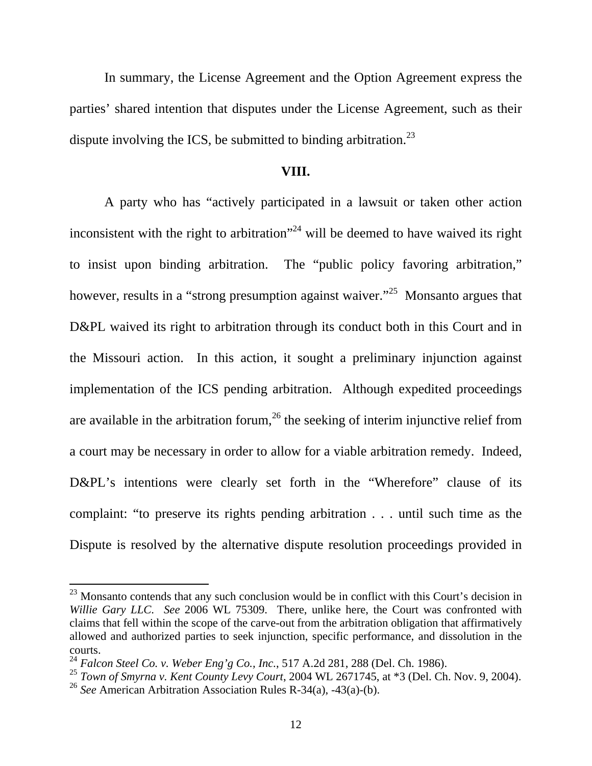In summary, the License Agreement and the Option Agreement express the parties' shared intention that disputes under the License Agreement, such as their dispute involving the ICS, be submitted to binding arbitration.[23]

## VIII.

A party who has "actively participated in a lawsuit or taken other action inconsistent with the right to arbitration"[24] will be deemed to have waived its right to insist upon binding arbitration. The "public policy favoring arbitration," however, results in a "strong presumption against waiver."[25] Monsanto argues that D&PL waived its right to arbitration through its conduct both in this Court and in the Missouri action. In this action, it sought a preliminary injunction against implementation of the ICS pending arbitration. Although expedited proceedings are available in the arbitration forum,[26] the seeking of interim injunctive relief from a court may be necessary in order to allow for a viable arbitration remedy. Indeed, D&PL's intentions were clearly set forth in the "Wherefore" clause of its complaint: "to preserve its rights pending arbitration . . . until such time as the Dispute is resolved by the alternative dispute resolution proceedings provided in

---

[23] Monsanto contends that any such conclusion would be in conflict with this Court's decision in *Willie Gary LLC*. *See* 2006 WL 75309. There, unlike here, the Court was confronted with claims that fell within the scope of the carve-out from the arbitration obligation that affirmatively allowed and authorized parties to seek injunction, specific performance, and dissolution in the courts.

[24] *Falcon Steel Co. v. Weber Eng'g Co., Inc.*, 517 A.2d 281, 288 (Del. Ch. 1986).

[25] *Town of Smyrna v. Kent County Levy Court*, 2004 WL 2671745, at *3 (Del. Ch. Nov. 9, 2004).

[26] *See* American Arbitration Association Rules R-34(a), -43(a)-(b).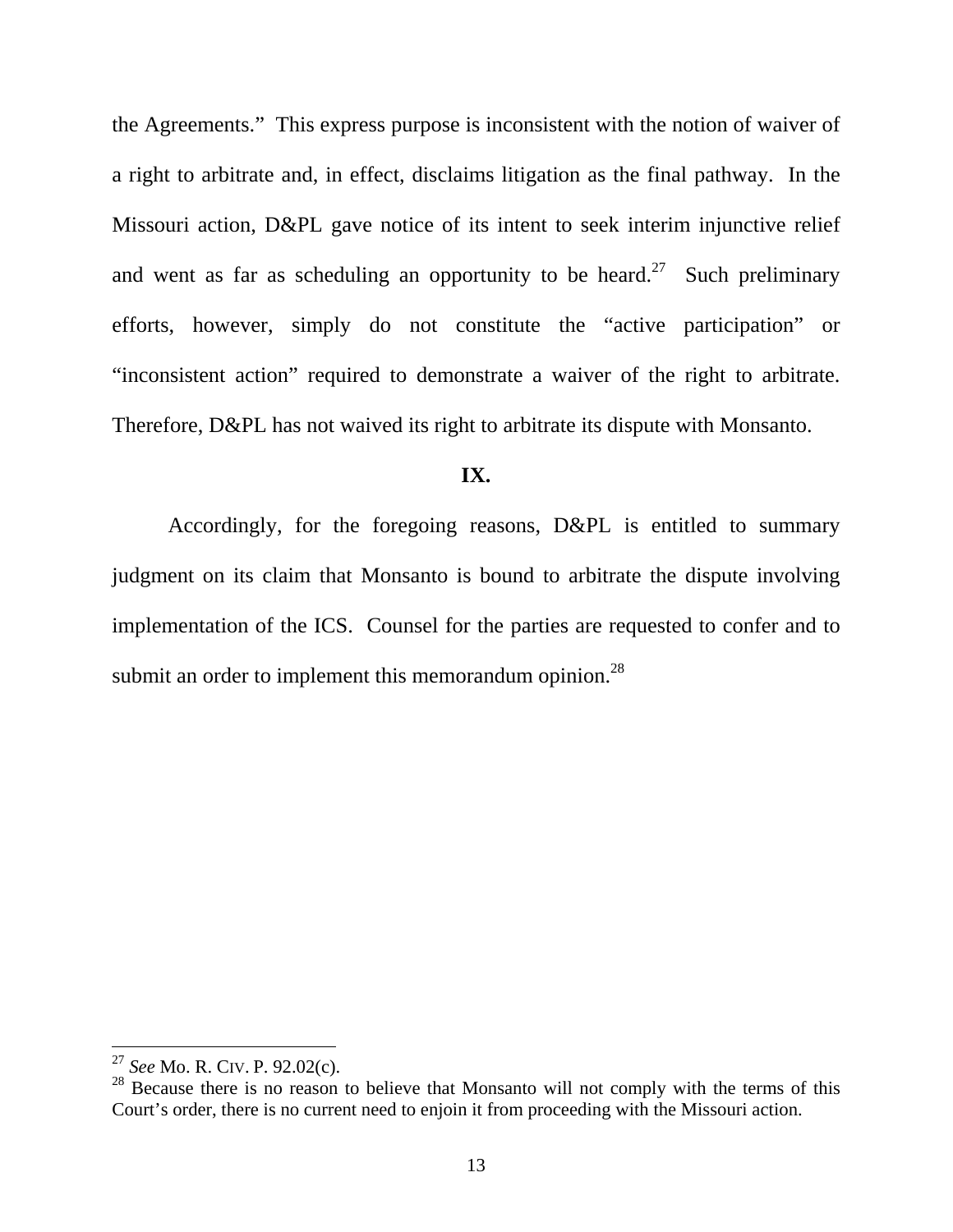the Agreements." This express purpose is inconsistent with the notion of waiver of a right to arbitrate and, in effect, disclaims litigation as the final pathway. In the Missouri action, D&PL gave notice of its intent to seek interim injunctive relief and went as far as scheduling an opportunity to be heard.[27] Such preliminary efforts, however, simply do not constitute the "active participation" or "inconsistent action" required to demonstrate a waiver of the right to arbitrate. Therefore, D&PL has not waived its right to arbitrate its dispute with Monsanto.

**IX.**

Accordingly, for the foregoing reasons, D&PL is entitled to summary judgment on its claim that Monsanto is bound to arbitrate the dispute involving implementation of the ICS. Counsel for the parties are requested to confer and to submit an order to implement this memorandum opinion.[28]

---

[27] *See* Mo. R. Civ. P. 92.02(c).

[28] Because there is no reason to believe that Monsanto will not comply with the terms of this Court's order, there is no current need to enjoin it from proceeding with the Missouri action.